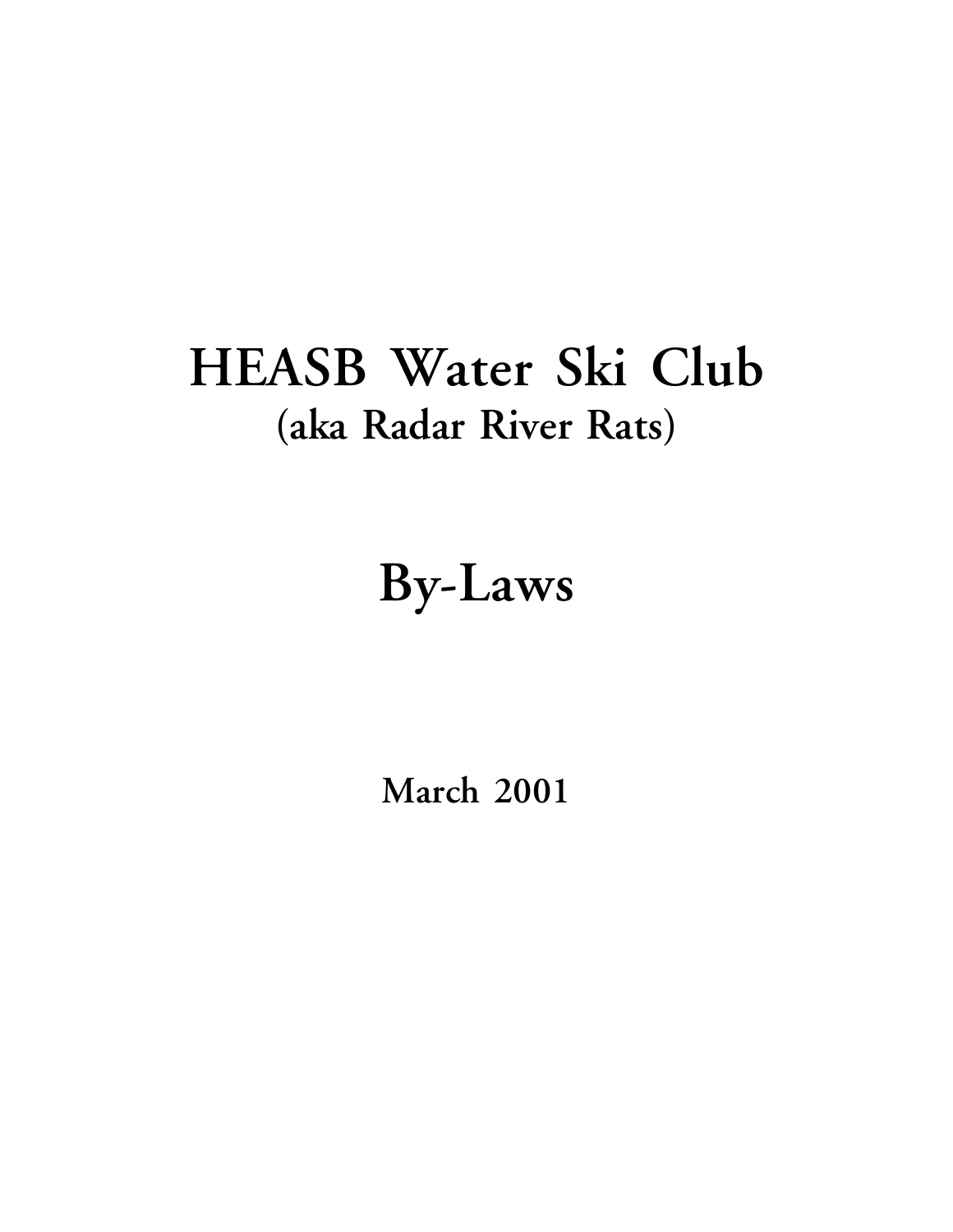# HEASB Water Ski Club

## (aka Radar River Rats)

# By-Laws

**March 2001**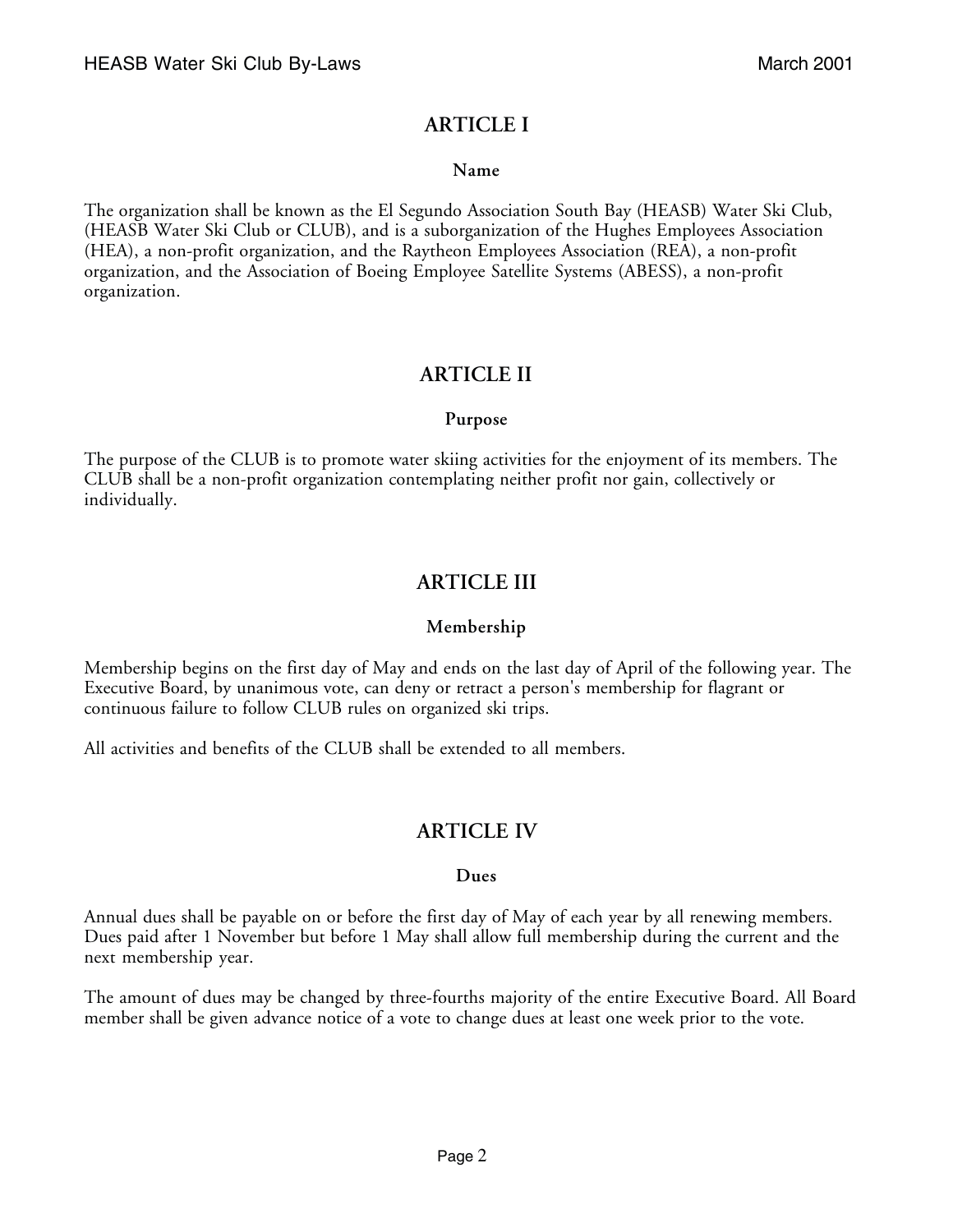## ARTICLE I

### Name

The organization shall be known as the El Segundo Association South Bay (HEASB) Water Ski Club, (HEASB Water Ski Club or CLUB), and is a suborganization of the Hughes Employees Association (HEA), a non-profit organization, and the Raytheon Employees Association (REA), a non-profit organization, and the Association of Boeing Employee Satellite Systems (ABESS), a non-profit organization.

## ARTICLE II

### Purpose

The purpose of the CLUB is to promote water skiing activities for the enjoyment of its members. The CLUB shall be a non-profit organization contemplating neither profit nor gain, collectively or individually.

## ARTICLE III

### Membership

Membership begins on the first day of May and ends on the last day of April of the following year. The Executive Board, by unanimous vote, can deny or retract a person's membership for flagrant or continuous failure to follow CLUB rules on organized ski trips.

All activities and benefits of the CLUB shall be extended to all members.

## ARTICLE IV

### Dues

Annual dues shall be payable on or before the first day of May of each year by all renewing members. Dues paid after 1 November but before 1 May shall allow full membership during the current and the next membership year.

The amount of dues may be changed by three-fourths majority of the entire Executive Board. All Board member shall be given advance notice of a vote to change dues at least one week prior to the vote.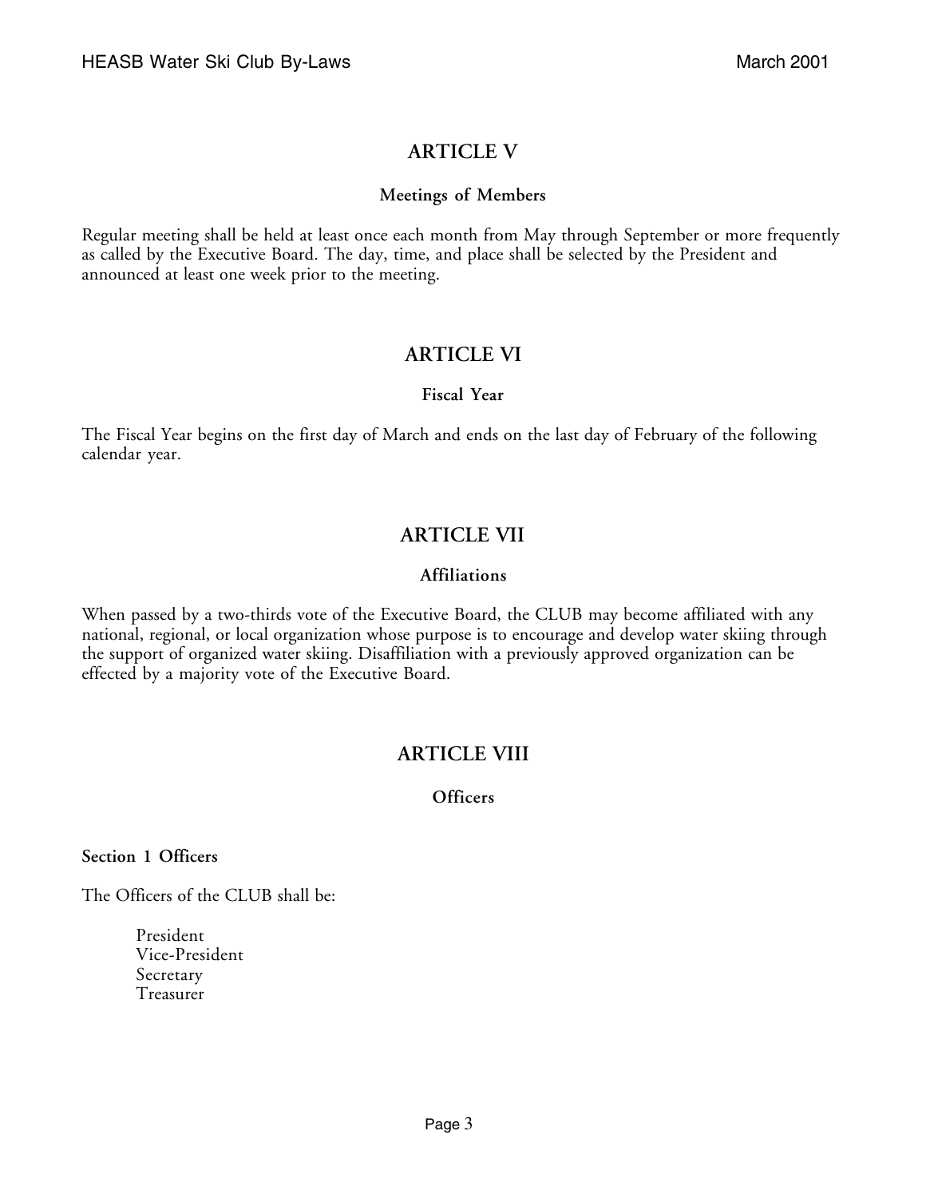## ARTICLE V

### Meetings of Members

Regular meeting shall be held at least once each month from May through September or more frequently as called by the Executive Board. The day, time, and place shall be selected by the President and announced at least one week prior to the meeting.

## ARTICLE VI

### Fiscal Year

The Fiscal Year begins on the first day of March and ends on the last day of February of the following calendar year.

## ARTICLE VII

### Affiliations

When passed by a two-thirds vote of the Executive Board, the CLUB may become affiliated with any national, regional, or local organization whose purpose is to encourage and develop water skiing through the support of organized water skiing. Disaffiliation with a previously approved organization can be effected by a majority vote of the Executive Board.

## ARTICLE VIII

### Officers

**Section 1 Officers**

The Officers of the CLUB shall be:

- President
- Vice-President
- Secretary
- Treasurer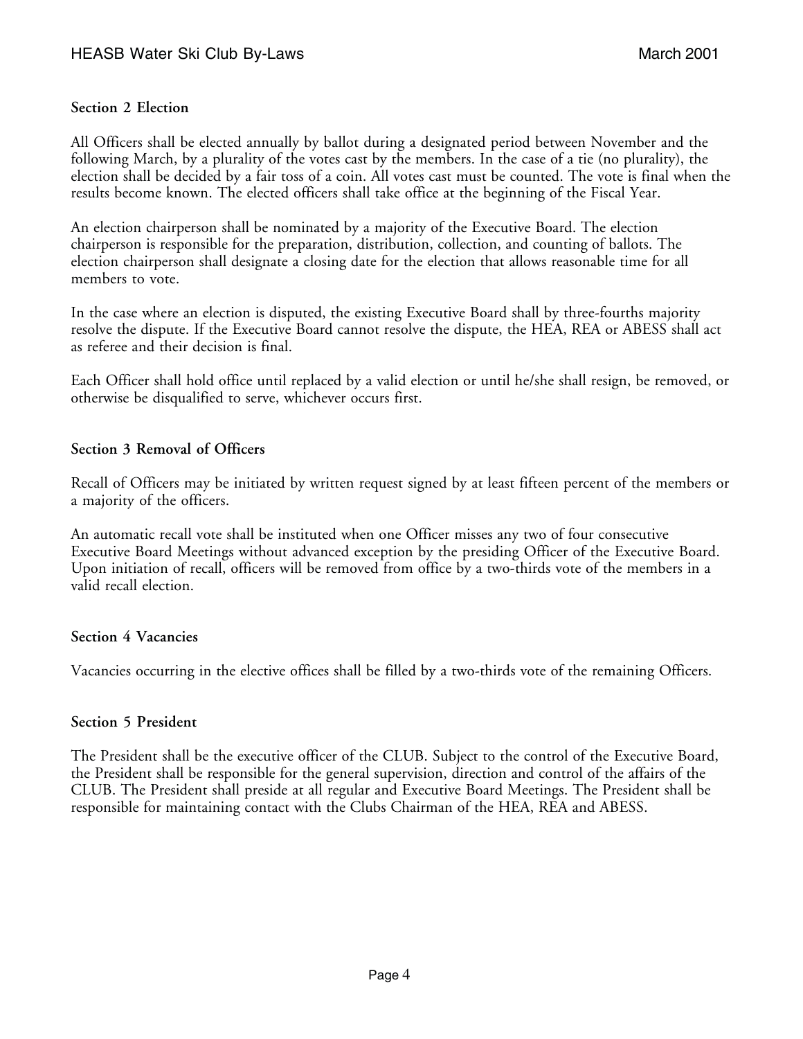### Section 2 Election

All Officers shall be elected annually by ballot during a designated period between November and the following March, by a plurality of the votes cast by the members. In the case of a tie (no plurality), the election shall be decided by a fair toss of a coin. All votes cast must be counted. The vote is final when the results become known. The elected officers shall take office at the beginning of the Fiscal Year.

An election chairperson shall be nominated by a majority of the Executive Board. The election chairperson is responsible for the preparation, distribution, collection, and counting of ballots. The election chairperson shall designate a closing date for the election that allows reasonable time for all members to vote.

In the case where an election is disputed, the existing Executive Board shall by three-fourths majority resolve the dispute. If the Executive Board cannot resolve the dispute, the HEA, REA or ABESS shall act as referee and their decision is final.

Each Officer shall hold office until replaced by a valid election or until he/she shall resign, be removed, or otherwise be disqualified to serve, whichever occurs first.

### Section 3 Removal of Officers

Recall of Officers may be initiated by written request signed by at least fifteen percent of the members or a majority of the officers.

An automatic recall vote shall be instituted when one Officer misses any two of four consecutive Executive Board Meetings without advanced exception by the presiding Officer of the Executive Board. Upon initiation of recall, officers will be removed from office by a two-thirds vote of the members in a valid recall election.

### Section 4 Vacancies

Vacancies occurring in the elective offices shall be filled by a two-thirds vote of the remaining Officers.

### Section 5 President

The President shall be the executive officer of the CLUB. Subject to the control of the Executive Board, the President shall be responsible for the general supervision, direction and control of the affairs of the CLUB. The President shall preside at all regular and Executive Board Meetings. The President shall be responsible for maintaining contact with the Clubs Chairman of the HEA, REA and ABESS.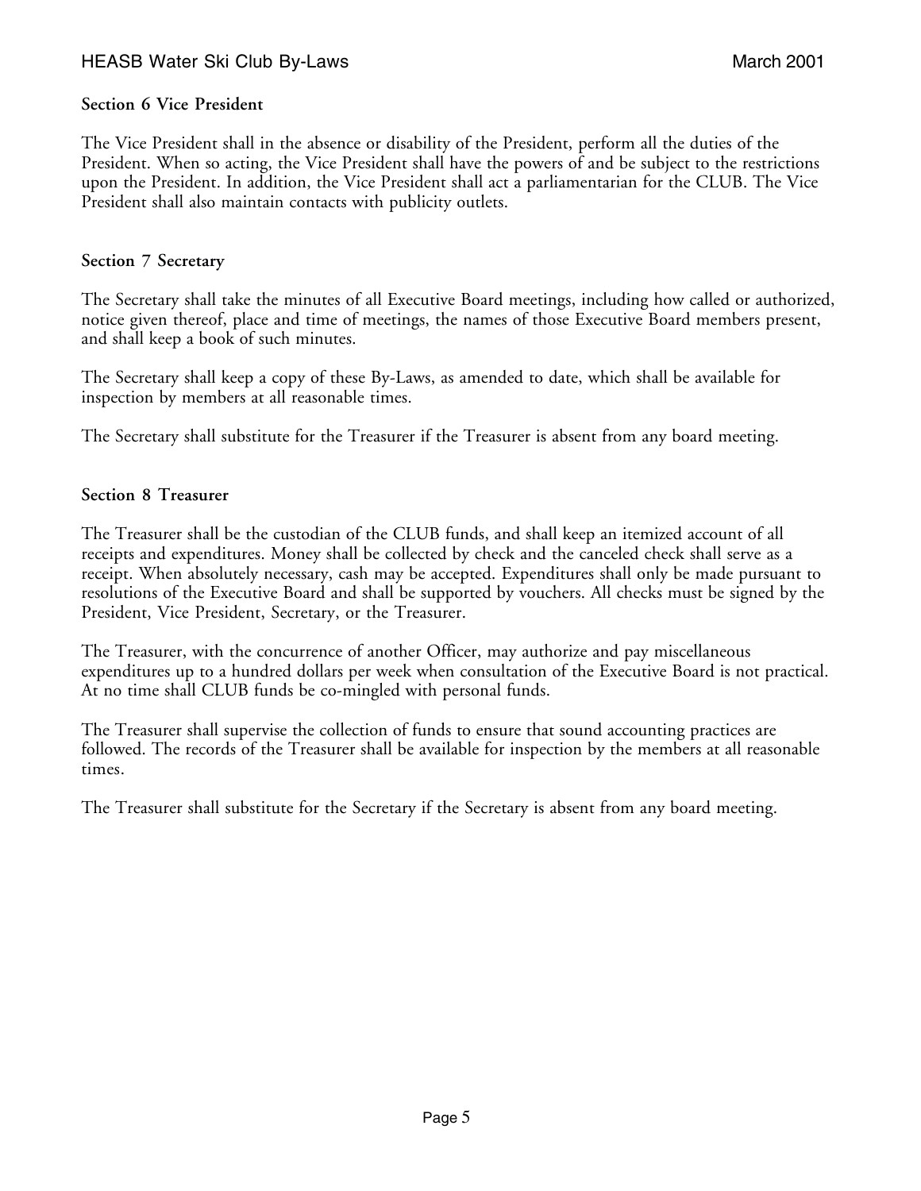### Section 6 Vice President

The Vice President shall in the absence or disability of the President, perform all the duties of the President. When so acting, the Vice President shall have the powers of and be subject to the restrictions upon the President. In addition, the Vice President shall act a parliamentarian for the CLUB. The Vice President shall also maintain contacts with publicity outlets.

### Section 7 Secretary

The Secretary shall take the minutes of all Executive Board meetings, including how called or authorized, notice given thereof, place and time of meetings, the names of those Executive Board members present, and shall keep a book of such minutes.

The Secretary shall keep a copy of these By-Laws, as amended to date, which shall be available for inspection by members at all reasonable times.

The Secretary shall substitute for the Treasurer if the Treasurer is absent from any board meeting.

### Section 8 Treasurer

The Treasurer shall be the custodian of the CLUB funds, and shall keep an itemized account of all receipts and expenditures. Money shall be collected by check and the canceled check shall serve as a receipt. When absolutely necessary, cash may be accepted. Expenditures shall only be made pursuant to resolutions of the Executive Board and shall be supported by vouchers. All checks must be signed by the President, Vice President, Secretary, or the Treasurer.

The Treasurer, with the concurrence of another Officer, may authorize and pay miscellaneous expenditures up to a hundred dollars per week when consultation of the Executive Board is not practical. At no time shall CLUB funds be co-mingled with personal funds.

The Treasurer shall supervise the collection of funds to ensure that sound accounting practices are followed. The records of the Treasurer shall be available for inspection by the members at all reasonable times.

The Treasurer shall substitute for the Secretary if the Secretary is absent from any board meeting.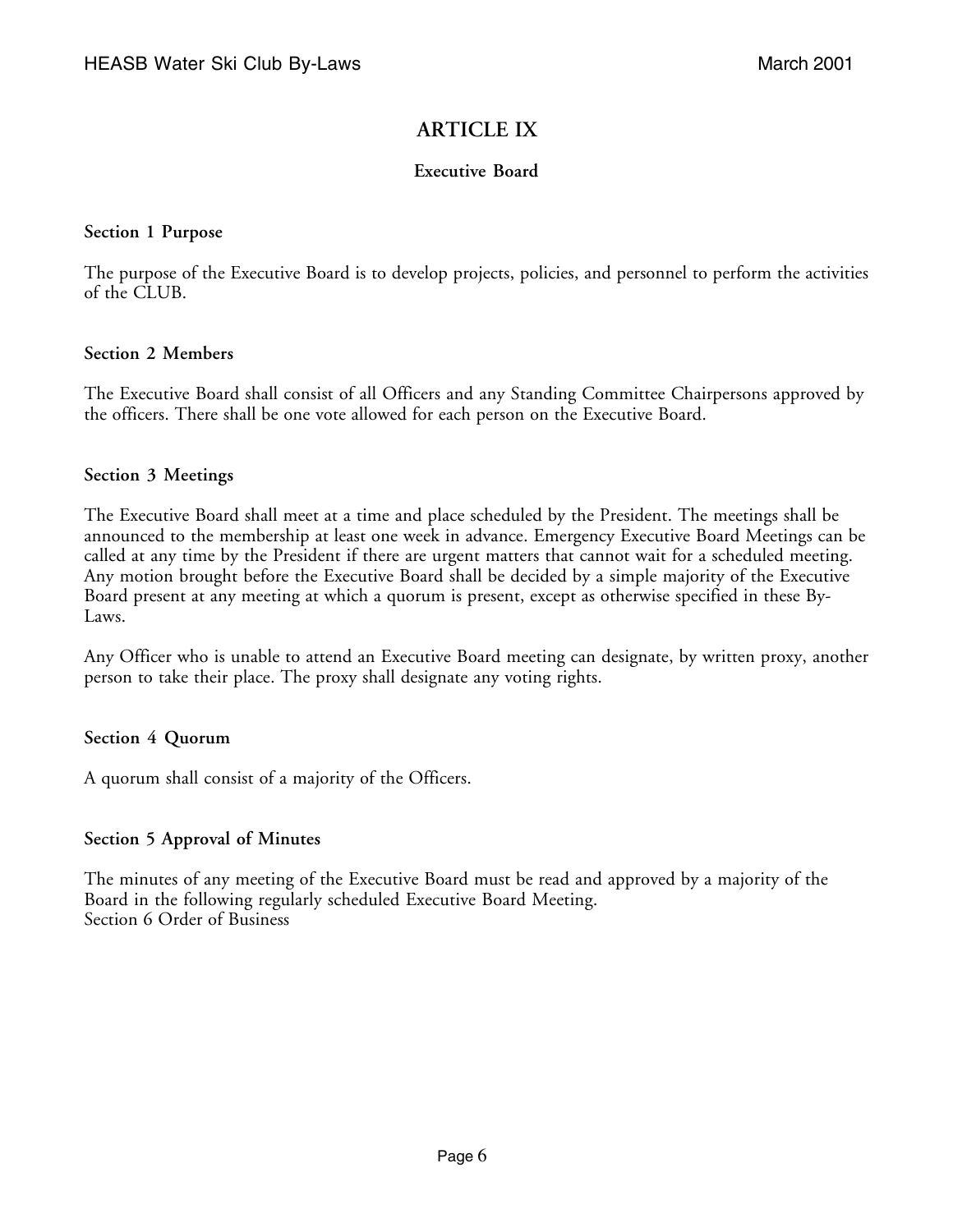# ARTICLE IX

## Executive Board

### Section 1 Purpose

The purpose of the Executive Board is to develop projects, policies, and personnel to perform the activities of the CLUB.

### Section 2 Members

The Executive Board shall consist of all Officers and any Standing Committee Chairpersons approved by the officers. There shall be one vote allowed for each person on the Executive Board.

### Section 3 Meetings

The Executive Board shall meet at a time and place scheduled by the President. The meetings shall be announced to the membership at least one week in advance. Emergency Executive Board Meetings can be called at any time by the President if there are urgent matters that cannot wait for a scheduled meeting. Any motion brought before the Executive Board shall be decided by a simple majority of the Executive Board present at any meeting at which a quorum is present, except as otherwise specified in these By-Laws.

Any Officer who is unable to attend an Executive Board meeting can designate, by written proxy, another person to take their place. The proxy shall designate any voting rights.

### Section 4 Quorum

A quorum shall consist of a majority of the Officers.

### Section 5 Approval of Minutes

The minutes of any meeting of the Executive Board must be read and approved by a majority of the Board in the following regularly scheduled Executive Board Meeting.
Section 6 Order of Business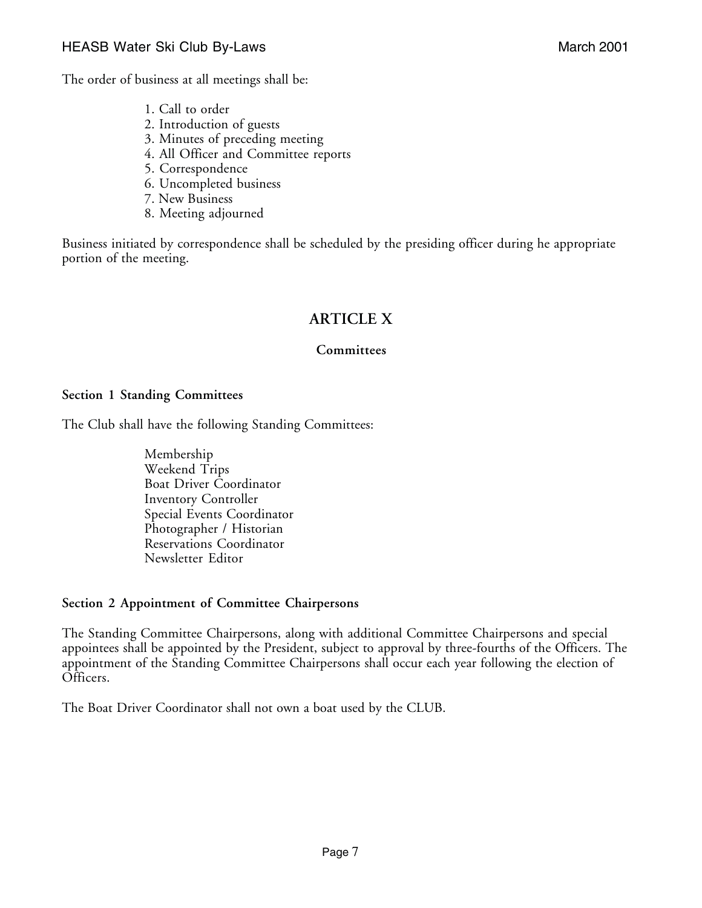The order of business at all meetings shall be:

1. Call to order
2. Introduction of guests
3. Minutes of preceding meeting
4. All Officer and Committee reports
5. Correspondence
6. Uncompleted business
7. New Business
8. Meeting adjourned

Business initiated by correspondence shall be scheduled by the presiding officer during he appropriate portion of the meeting.

## ARTICLE X

### Committees

**Section 1 Standing Committees**

The Club shall have the following Standing Committees:

- Membership
- Weekend Trips
- Boat Driver Coordinator
- Inventory Controller
- Special Events Coordinator
- Photographer / Historian
- Reservations Coordinator
- Newsletter Editor

**Section 2 Appointment of Committee Chairpersons**

The Standing Committee Chairpersons, along with additional Committee Chairpersons and special appointees shall be appointed by the President, subject to approval by three-fourths of the Officers. The appointment of the Standing Committee Chairpersons shall occur each year following the election of Officers.

The Boat Driver Coordinator shall not own a boat used by the CLUB.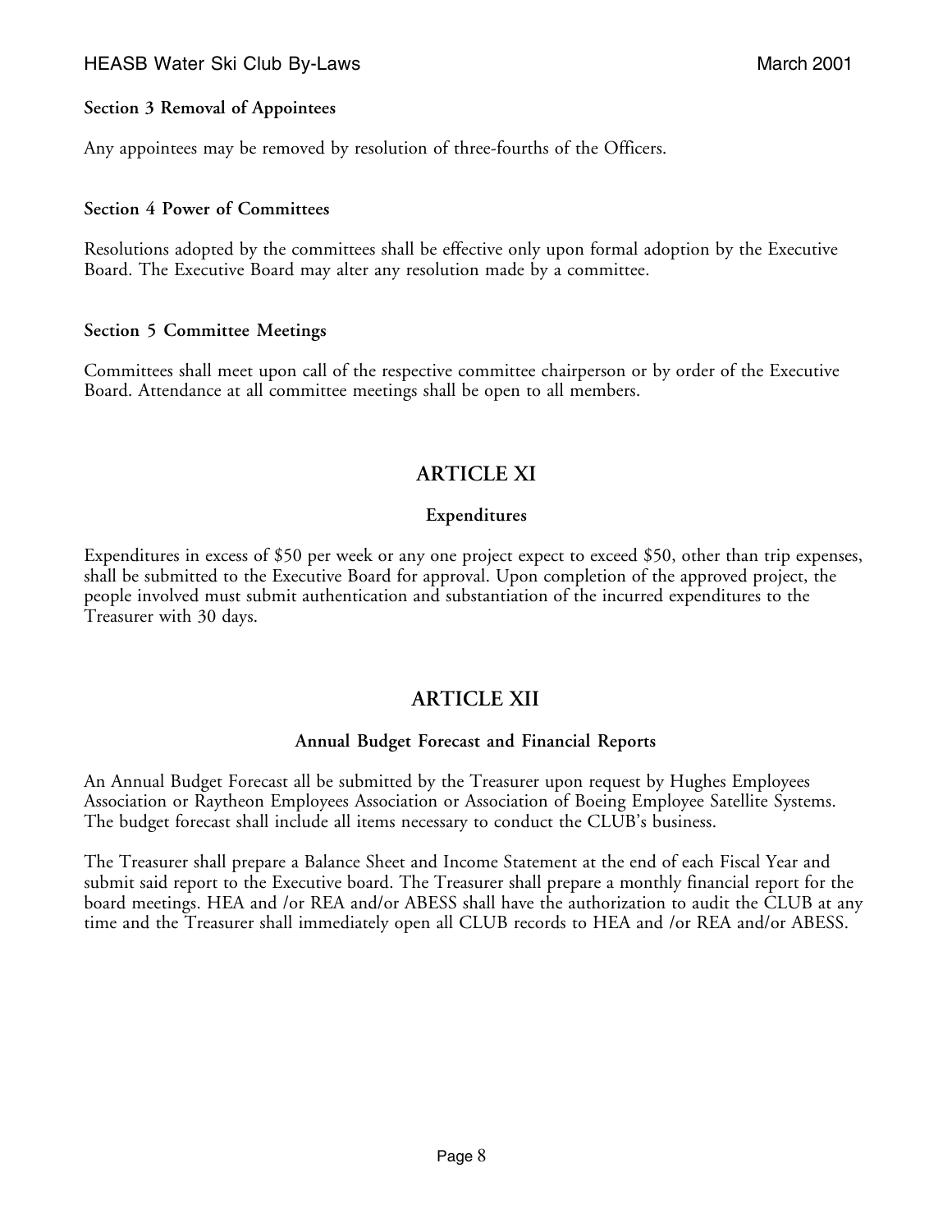### Section 3 Removal of Appointees

Any appointees may be removed by resolution of three-fourths of the Officers.

### Section 4 Power of Committees

Resolutions adopted by the committees shall be effective only upon formal adoption by the Executive Board. The Executive Board may alter any resolution made by a committee.

### Section 5 Committee Meetings

Committees shall meet upon call of the respective committee chairperson or by order of the Executive Board. Attendance at all committee meetings shall be open to all members.

## ARTICLE XI

### Expenditures

Expenditures in excess of $50 per week or any one project expect to exceed $50, other than trip expenses, shall be submitted to the Executive Board for approval. Upon completion of the approved project, the people involved must submit authentication and substantiation of the incurred expenditures to the Treasurer with 30 days.

## ARTICLE XII

### Annual Budget Forecast and Financial Reports

An Annual Budget Forecast all be submitted by the Treasurer upon request by Hughes Employees Association or Raytheon Employees Association or Association of Boeing Employee Satellite Systems. The budget forecast shall include all items necessary to conduct the CLUB's business.

The Treasurer shall prepare a Balance Sheet and Income Statement at the end of each Fiscal Year and submit said report to the Executive board. The Treasurer shall prepare a monthly financial report for the board meetings. HEA and /or REA and/or ABESS shall have the authorization to audit the CLUB at any time and the Treasurer shall immediately open all CLUB records to HEA and /or REA and/or ABESS.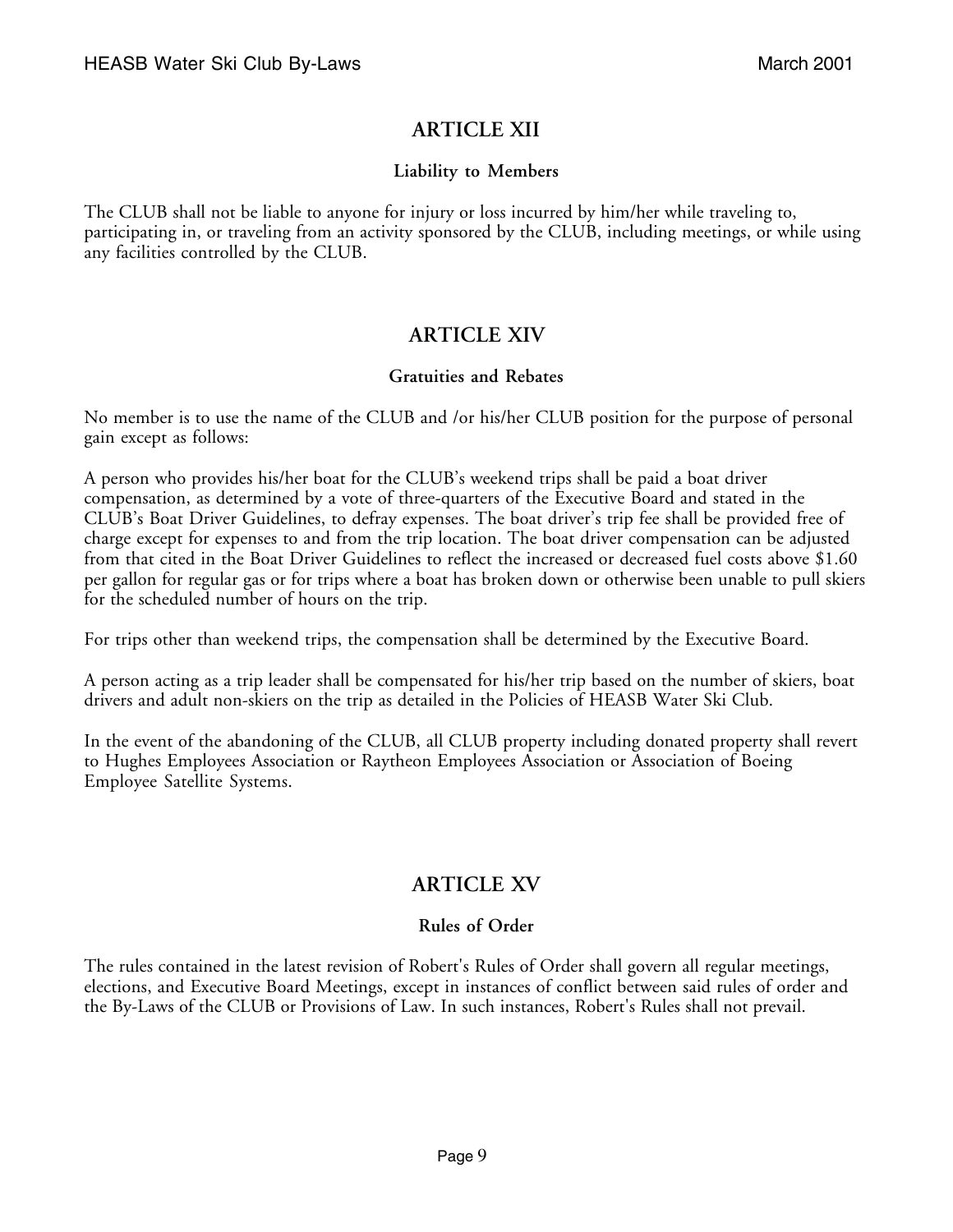## ARTICLE XII

### Liability to Members

The CLUB shall not be liable to anyone for injury or loss incurred by him/her while traveling to, participating in, or traveling from an activity sponsored by the CLUB, including meetings, or while using any facilities controlled by the CLUB.

## ARTICLE XIV

### Gratuities and Rebates

No member is to use the name of the CLUB and /or his/her CLUB position for the purpose of personal gain except as follows:

A person who provides his/her boat for the CLUB's weekend trips shall be paid a boat driver compensation, as determined by a vote of three-quarters of the Executive Board and stated in the CLUB's Boat Driver Guidelines, to defray expenses. The boat driver's trip fee shall be provided free of charge except for expenses to and from the trip location. The boat driver compensation can be adjusted from that cited in the Boat Driver Guidelines to reflect the increased or decreased fuel costs above $1.60 per gallon for regular gas or for trips where a boat has broken down or otherwise been unable to pull skiers for the scheduled number of hours on the trip.

For trips other than weekend trips, the compensation shall be determined by the Executive Board.

A person acting as a trip leader shall be compensated for his/her trip based on the number of skiers, boat drivers and adult non-skiers on the trip as detailed in the Policies of HEASB Water Ski Club.

In the event of the abandoning of the CLUB, all CLUB property including donated property shall revert to Hughes Employees Association or Raytheon Employees Association or Association of Boeing Employee Satellite Systems.

## ARTICLE XV

### Rules of Order

The rules contained in the latest revision of Robert's Rules of Order shall govern all regular meetings, elections, and Executive Board Meetings, except in instances of conflict between said rules of order and the By-Laws of the CLUB or Provisions of Law. In such instances, Robert's Rules shall not prevail.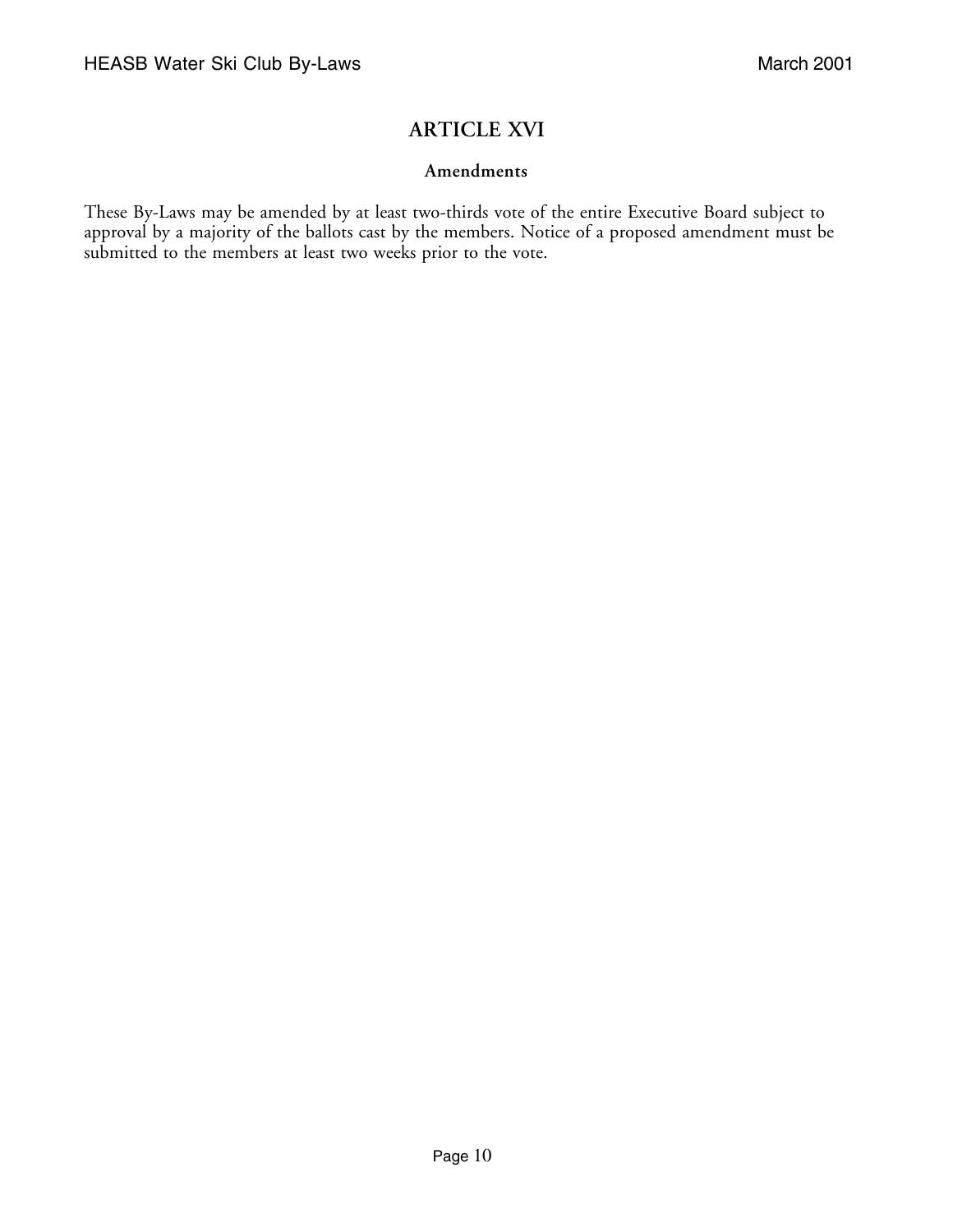# ARTICLE XVI

## Amendments

These By-Laws may be amended by at least two-thirds vote of the entire Executive Board subject to approval by a majority of the ballots cast by the members. Notice of a proposed amendment must be submitted to the members at least two weeks prior to the vote.